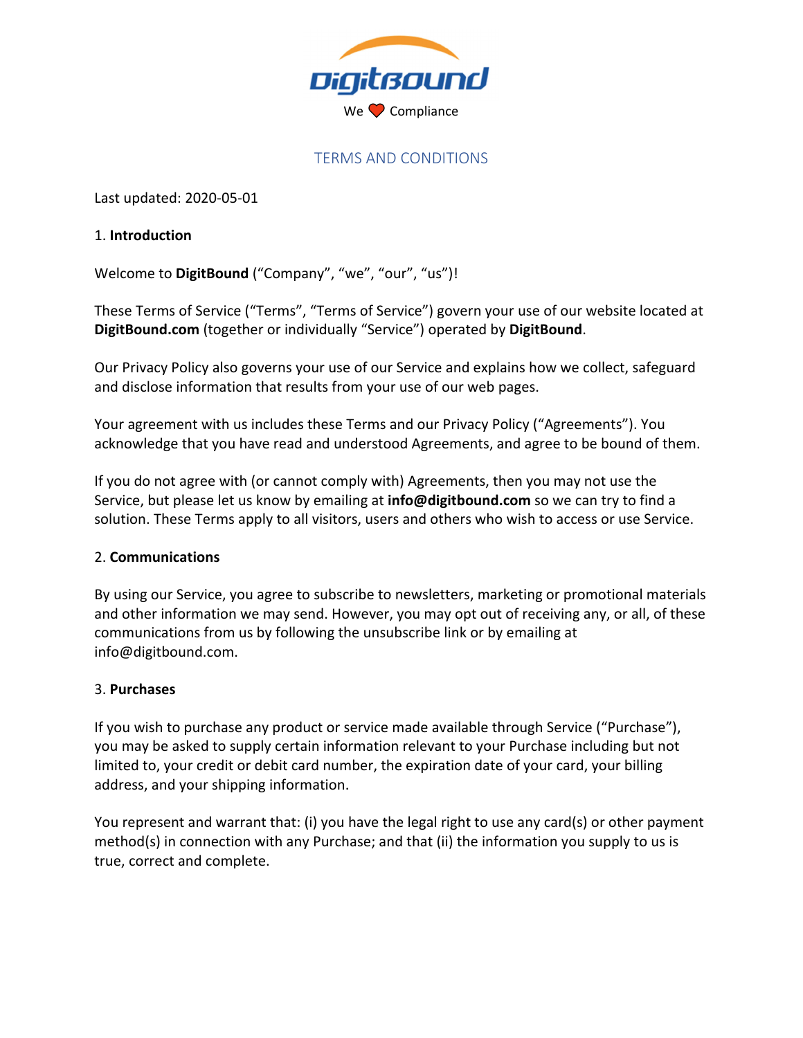DigitBound

We ❤ Compliance

# TERMS AND CONDITIONS

Last updated: 2020-05-01

1. **Introduction**

Welcome to **DigitBound** (“Company”, “we”, “our”, “us”)!

These Terms of Service (“Terms”, “Terms of Service”) govern your use of our website located at **DigitBound.com** (together or individually “Service”) operated by **DigitBound**.

Our Privacy Policy also governs your use of our Service and explains how we collect, safeguard and disclose information that results from your use of our web pages.

Your agreement with us includes these Terms and our Privacy Policy (“Agreements”). You acknowledge that you have read and understood Agreements, and agree to be bound of them.

If you do not agree with (or cannot comply with) Agreements, then you may not use the Service, but please let us know by emailing at **info@digitbound.com** so we can try to find a solution. These Terms apply to all visitors, users and others who wish to access or use Service.

2. **Communications**

By using our Service, you agree to subscribe to newsletters, marketing or promotional materials and other information we may send. However, you may opt out of receiving any, or all, of these communications from us by following the unsubscribe link or by emailing at info@digitbound.com.

3. **Purchases**

If you wish to purchase any product or service made available through Service (“Purchase”), you may be asked to supply certain information relevant to your Purchase including but not limited to, your credit or debit card number, the expiration date of your card, your billing address, and your shipping information.

You represent and warrant that: (i) you have the legal right to use any card(s) or other payment method(s) in connection with any Purchase; and that (ii) the information you supply to us is true, correct and complete.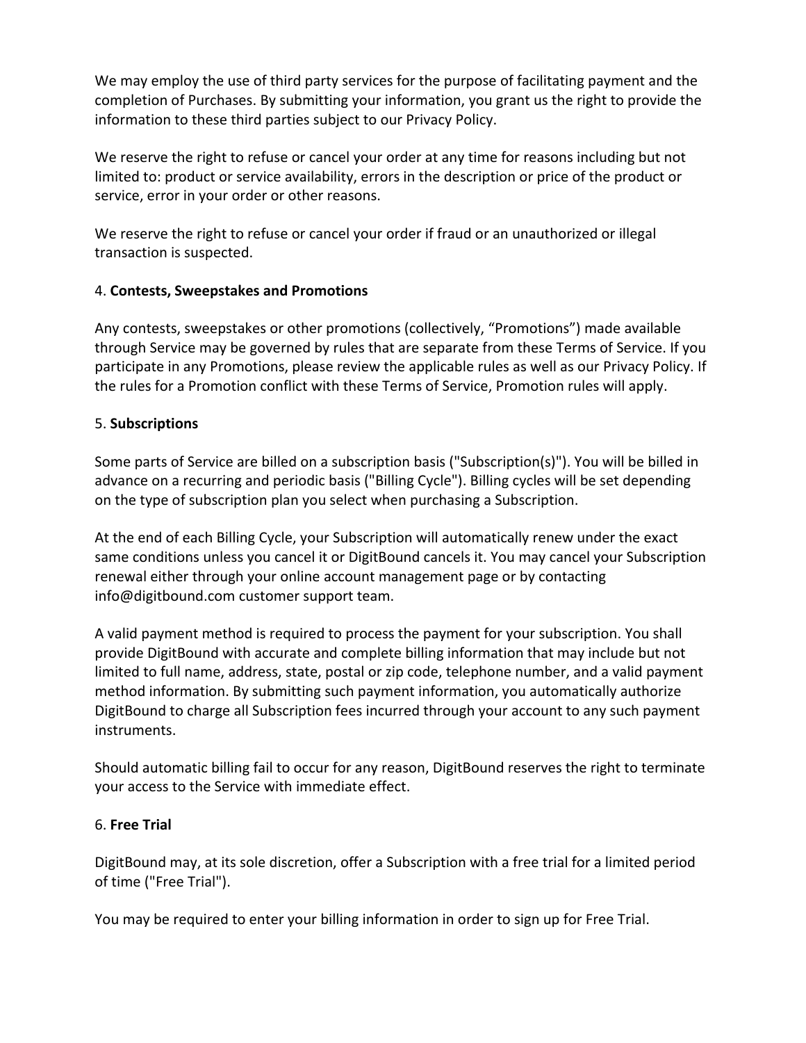We may employ the use of third party services for the purpose of facilitating payment and the completion of Purchases. By submitting your information, you grant us the right to provide the information to these third parties subject to our Privacy Policy.

We reserve the right to refuse or cancel your order at any time for reasons including but not limited to: product or service availability, errors in the description or price of the product or service, error in your order or other reasons.

We reserve the right to refuse or cancel your order if fraud or an unauthorized or illegal transaction is suspected.

4. **Contests, Sweepstakes and Promotions**

Any contests, sweepstakes or other promotions (collectively, “Promotions”) made available through Service may be governed by rules that are separate from these Terms of Service. If you participate in any Promotions, please review the applicable rules as well as our Privacy Policy. If the rules for a Promotion conflict with these Terms of Service, Promotion rules will apply.

5. **Subscriptions**

Some parts of Service are billed on a subscription basis ("Subscription(s)"). You will be billed in advance on a recurring and periodic basis ("Billing Cycle"). Billing cycles will be set depending on the type of subscription plan you select when purchasing a Subscription.

At the end of each Billing Cycle, your Subscription will automatically renew under the exact same conditions unless you cancel it or DigitBound cancels it. You may cancel your Subscription renewal either through your online account management page or by contacting info@digitbound.com customer support team.

A valid payment method is required to process the payment for your subscription. You shall provide DigitBound with accurate and complete billing information that may include but not limited to full name, address, state, postal or zip code, telephone number, and a valid payment method information. By submitting such payment information, you automatically authorize DigitBound to charge all Subscription fees incurred through your account to any such payment instruments.

Should automatic billing fail to occur for any reason, DigitBound reserves the right to terminate your access to the Service with immediate effect.

6. **Free Trial**

DigitBound may, at its sole discretion, offer a Subscription with a free trial for a limited period of time ("Free Trial").

You may be required to enter your billing information in order to sign up for Free Trial.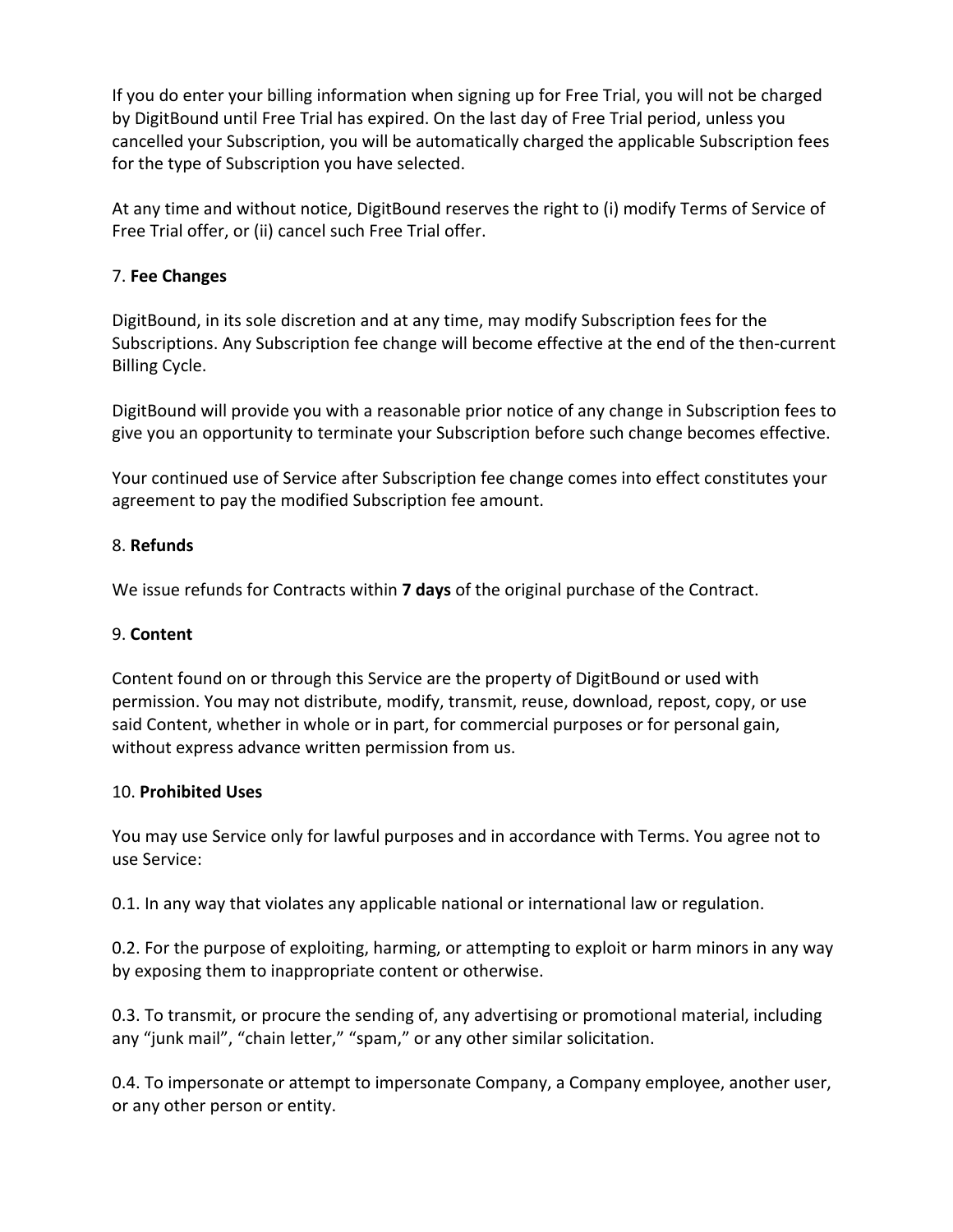If you do enter your billing information when signing up for Free Trial, you will not be charged by DigitBound until Free Trial has expired. On the last day of Free Trial period, unless you cancelled your Subscription, you will be automatically charged the applicable Subscription fees for the type of Subscription you have selected.

At any time and without notice, DigitBound reserves the right to (i) modify Terms of Service of Free Trial offer, or (ii) cancel such Free Trial offer.

7. **Fee Changes**

DigitBound, in its sole discretion and at any time, may modify Subscription fees for the Subscriptions. Any Subscription fee change will become effective at the end of the then-current Billing Cycle.

DigitBound will provide you with a reasonable prior notice of any change in Subscription fees to give you an opportunity to terminate your Subscription before such change becomes effective.

Your continued use of Service after Subscription fee change comes into effect constitutes your agreement to pay the modified Subscription fee amount.

8. **Refunds**

We issue refunds for Contracts within **7 days** of the original purchase of the Contract.

9. **Content**

Content found on or through this Service are the property of DigitBound or used with permission. You may not distribute, modify, transmit, reuse, download, repost, copy, or use said Content, whether in whole or in part, for commercial purposes or for personal gain, without express advance written permission from us.

10. **Prohibited Uses**

You may use Service only for lawful purposes and in accordance with Terms. You agree not to use Service:

0.1. In any way that violates any applicable national or international law or regulation.

0.2. For the purpose of exploiting, harming, or attempting to exploit or harm minors in any way by exposing them to inappropriate content or otherwise.

0.3. To transmit, or procure the sending of, any advertising or promotional material, including any "junk mail", "chain letter," "spam," or any other similar solicitation.

0.4. To impersonate or attempt to impersonate Company, a Company employee, another user, or any other person or entity.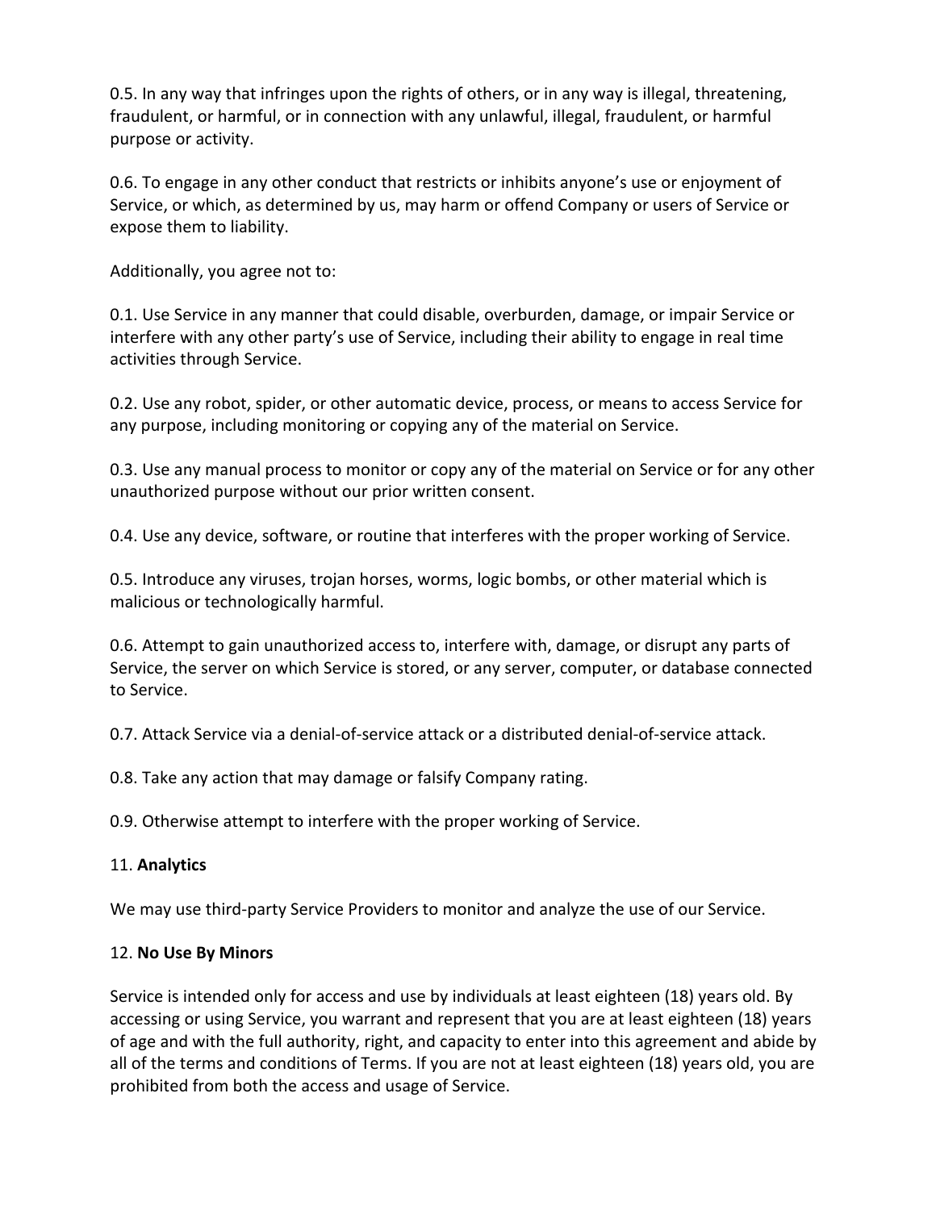0.5. In any way that infringes upon the rights of others, or in any way is illegal, threatening, fraudulent, or harmful, or in connection with any unlawful, illegal, fraudulent, or harmful purpose or activity.

0.6. To engage in any other conduct that restricts or inhibits anyone's use or enjoyment of Service, or which, as determined by us, may harm or offend Company or users of Service or expose them to liability.

Additionally, you agree not to:

0.1. Use Service in any manner that could disable, overburden, damage, or impair Service or interfere with any other party's use of Service, including their ability to engage in real time activities through Service.

0.2. Use any robot, spider, or other automatic device, process, or means to access Service for any purpose, including monitoring or copying any of the material on Service.

0.3. Use any manual process to monitor or copy any of the material on Service or for any other unauthorized purpose without our prior written consent.

0.4. Use any device, software, or routine that interferes with the proper working of Service.

0.5. Introduce any viruses, trojan horses, worms, logic bombs, or other material which is malicious or technologically harmful.

0.6. Attempt to gain unauthorized access to, interfere with, damage, or disrupt any parts of Service, the server on which Service is stored, or any server, computer, or database connected to Service.

0.7. Attack Service via a denial-of-service attack or a distributed denial-of-service attack.

0.8. Take any action that may damage or falsify Company rating.

0.9. Otherwise attempt to interfere with the proper working of Service.

11. **Analytics**

We may use third-party Service Providers to monitor and analyze the use of our Service.

12. **No Use By Minors**

Service is intended only for access and use by individuals at least eighteen (18) years old. By accessing or using Service, you warrant and represent that you are at least eighteen (18) years of age and with the full authority, right, and capacity to enter into this agreement and abide by all of the terms and conditions of Terms. If you are not at least eighteen (18) years old, you are prohibited from both the access and usage of Service.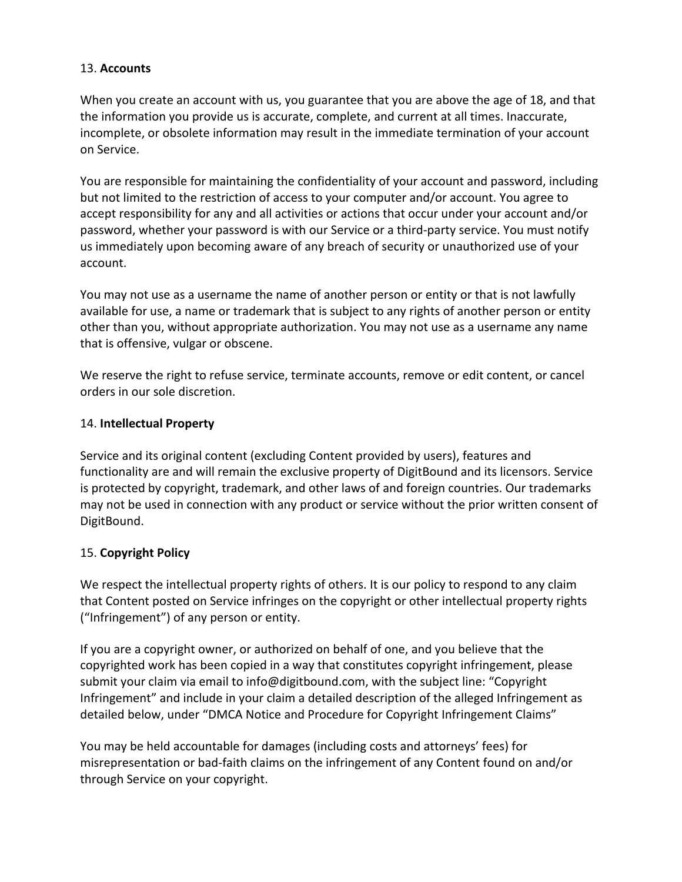13. **Accounts**

When you create an account with us, you guarantee that you are above the age of 18, and that the information you provide us is accurate, complete, and current at all times. Inaccurate, incomplete, or obsolete information may result in the immediate termination of your account on Service.

You are responsible for maintaining the confidentiality of your account and password, including but not limited to the restriction of access to your computer and/or account. You agree to accept responsibility for any and all activities or actions that occur under your account and/or password, whether your password is with our Service or a third-party service. You must notify us immediately upon becoming aware of any breach of security or unauthorized use of your account.

You may not use as a username the name of another person or entity or that is not lawfully available for use, a name or trademark that is subject to any rights of another person or entity other than you, without appropriate authorization. You may not use as a username any name that is offensive, vulgar or obscene.

We reserve the right to refuse service, terminate accounts, remove or edit content, or cancel orders in our sole discretion.

14. **Intellectual Property**

Service and its original content (excluding Content provided by users), features and functionality are and will remain the exclusive property of DigitBound and its licensors. Service is protected by copyright, trademark, and other laws of and foreign countries. Our trademarks may not be used in connection with any product or service without the prior written consent of DigitBound.

15. **Copyright Policy**

We respect the intellectual property rights of others. It is our policy to respond to any claim that Content posted on Service infringes on the copyright or other intellectual property rights ("Infringement") of any person or entity.

If you are a copyright owner, or authorized on behalf of one, and you believe that the copyrighted work has been copied in a way that constitutes copyright infringement, please submit your claim via email to info@digitbound.com, with the subject line: "Copyright Infringement" and include in your claim a detailed description of the alleged Infringement as detailed below, under "DMCA Notice and Procedure for Copyright Infringement Claims"

You may be held accountable for damages (including costs and attorneys' fees) for misrepresentation or bad-faith claims on the infringement of any Content found on and/or through Service on your copyright.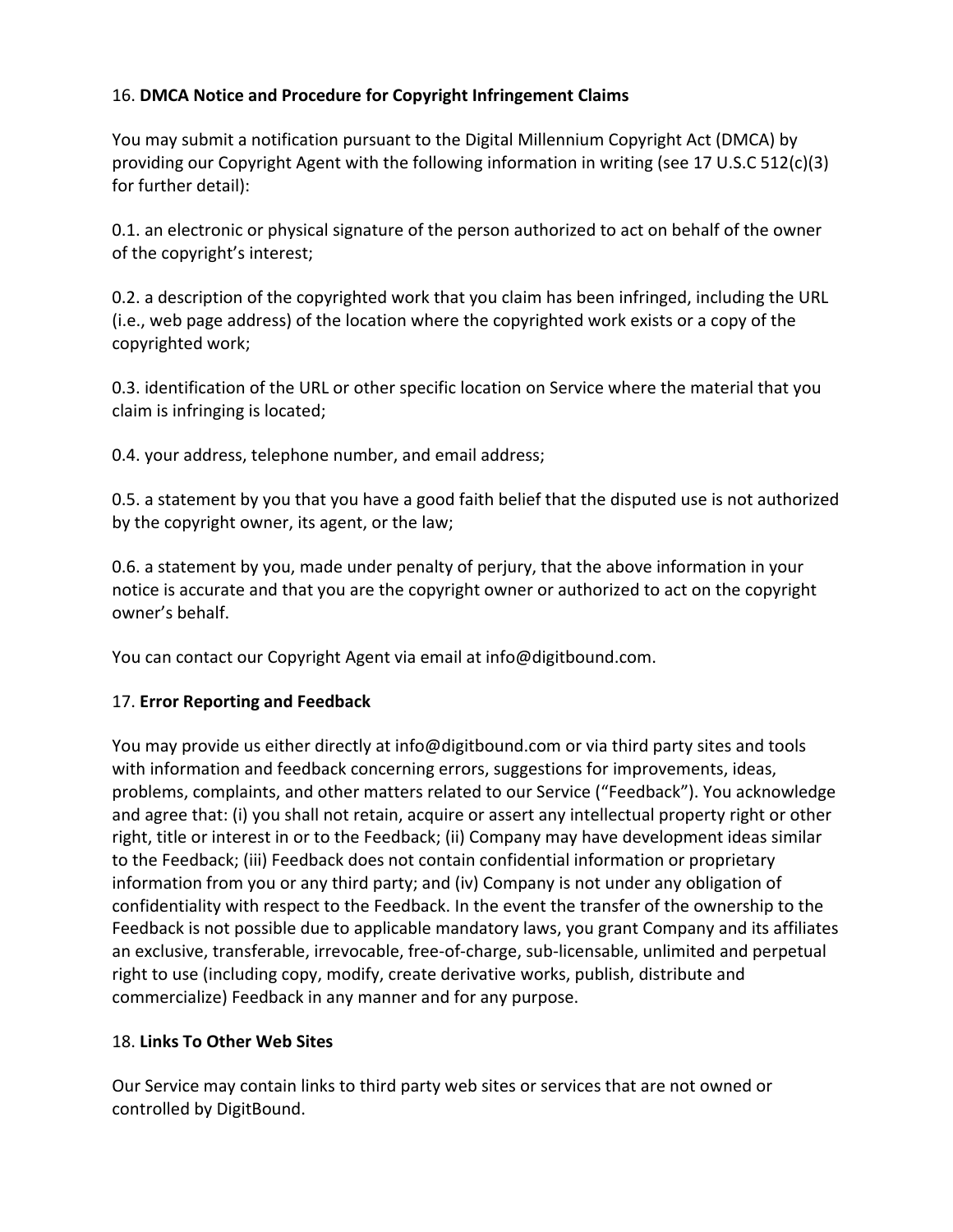16. **DMCA Notice and Procedure for Copyright Infringement Claims**

You may submit a notification pursuant to the Digital Millennium Copyright Act (DMCA) by providing our Copyright Agent with the following information in writing (see 17 U.S.C 512(c)(3) for further detail):

0.1. an electronic or physical signature of the person authorized to act on behalf of the owner of the copyright's interest;

0.2. a description of the copyrighted work that you claim has been infringed, including the URL (i.e., web page address) of the location where the copyrighted work exists or a copy of the copyrighted work;

0.3. identification of the URL or other specific location on Service where the material that you claim is infringing is located;

0.4. your address, telephone number, and email address;

0.5. a statement by you that you have a good faith belief that the disputed use is not authorized by the copyright owner, its agent, or the law;

0.6. a statement by you, made under penalty of perjury, that the above information in your notice is accurate and that you are the copyright owner or authorized to act on the copyright owner's behalf.

You can contact our Copyright Agent via email at info@digitbound.com.

17. **Error Reporting and Feedback**

You may provide us either directly at info@digitbound.com or via third party sites and tools with information and feedback concerning errors, suggestions for improvements, ideas, problems, complaints, and other matters related to our Service ("Feedback"). You acknowledge and agree that: (i) you shall not retain, acquire or assert any intellectual property right or other right, title or interest in or to the Feedback; (ii) Company may have development ideas similar to the Feedback; (iii) Feedback does not contain confidential information or proprietary information from you or any third party; and (iv) Company is not under any obligation of confidentiality with respect to the Feedback. In the event the transfer of the ownership to the Feedback is not possible due to applicable mandatory laws, you grant Company and its affiliates an exclusive, transferable, irrevocable, free-of-charge, sub-licensable, unlimited and perpetual right to use (including copy, modify, create derivative works, publish, distribute and commercialize) Feedback in any manner and for any purpose.

18. **Links To Other Web Sites**

Our Service may contain links to third party web sites or services that are not owned or controlled by DigitBound.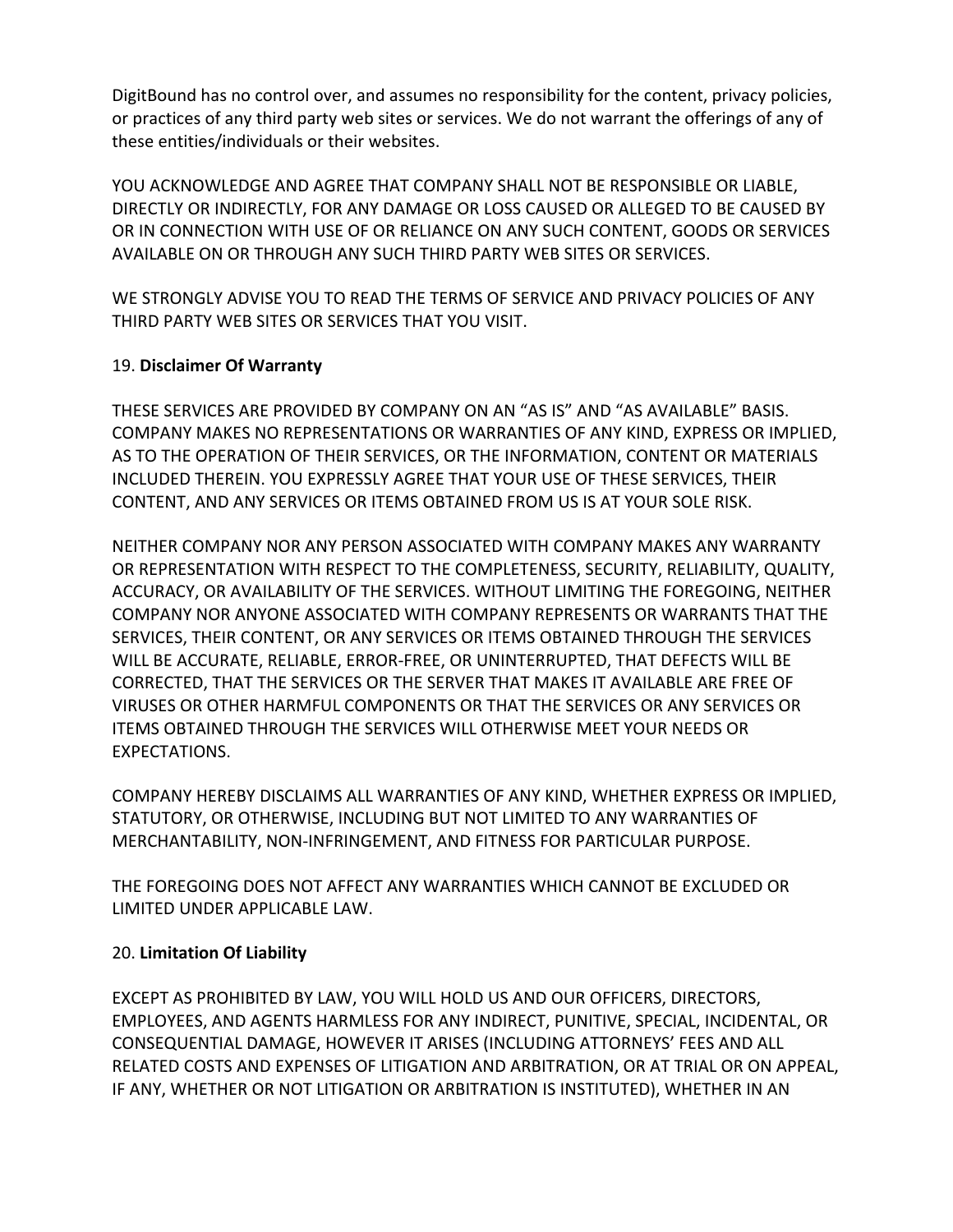DigitBound has no control over, and assumes no responsibility for the content, privacy policies, or practices of any third party web sites or services. We do not warrant the offerings of any of these entities/individuals or their websites.

YOU ACKNOWLEDGE AND AGREE THAT COMPANY SHALL NOT BE RESPONSIBLE OR LIABLE, DIRECTLY OR INDIRECTLY, FOR ANY DAMAGE OR LOSS CAUSED OR ALLEGED TO BE CAUSED BY OR IN CONNECTION WITH USE OF OR RELIANCE ON ANY SUCH CONTENT, GOODS OR SERVICES AVAILABLE ON OR THROUGH ANY SUCH THIRD PARTY WEB SITES OR SERVICES.

WE STRONGLY ADVISE YOU TO READ THE TERMS OF SERVICE AND PRIVACY POLICIES OF ANY THIRD PARTY WEB SITES OR SERVICES THAT YOU VISIT.

19. **Disclaimer Of Warranty**

THESE SERVICES ARE PROVIDED BY COMPANY ON AN "AS IS" AND "AS AVAILABLE" BASIS. COMPANY MAKES NO REPRESENTATIONS OR WARRANTIES OF ANY KIND, EXPRESS OR IMPLIED, AS TO THE OPERATION OF THEIR SERVICES, OR THE INFORMATION, CONTENT OR MATERIALS INCLUDED THEREIN. YOU EXPRESSLY AGREE THAT YOUR USE OF THESE SERVICES, THEIR CONTENT, AND ANY SERVICES OR ITEMS OBTAINED FROM US IS AT YOUR SOLE RISK.

NEITHER COMPANY NOR ANY PERSON ASSOCIATED WITH COMPANY MAKES ANY WARRANTY OR REPRESENTATION WITH RESPECT TO THE COMPLETENESS, SECURITY, RELIABILITY, QUALITY, ACCURACY, OR AVAILABILITY OF THE SERVICES. WITHOUT LIMITING THE FOREGOING, NEITHER COMPANY NOR ANYONE ASSOCIATED WITH COMPANY REPRESENTS OR WARRANTS THAT THE SERVICES, THEIR CONTENT, OR ANY SERVICES OR ITEMS OBTAINED THROUGH THE SERVICES WILL BE ACCURATE, RELIABLE, ERROR-FREE, OR UNINTERRUPTED, THAT DEFECTS WILL BE CORRECTED, THAT THE SERVICES OR THE SERVER THAT MAKES IT AVAILABLE ARE FREE OF VIRUSES OR OTHER HARMFUL COMPONENTS OR THAT THE SERVICES OR ANY SERVICES OR ITEMS OBTAINED THROUGH THE SERVICES WILL OTHERWISE MEET YOUR NEEDS OR EXPECTATIONS.

COMPANY HEREBY DISCLAIMS ALL WARRANTIES OF ANY KIND, WHETHER EXPRESS OR IMPLIED, STATUTORY, OR OTHERWISE, INCLUDING BUT NOT LIMITED TO ANY WARRANTIES OF MERCHANTABILITY, NON-INFRINGEMENT, AND FITNESS FOR PARTICULAR PURPOSE.

THE FOREGOING DOES NOT AFFECT ANY WARRANTIES WHICH CANNOT BE EXCLUDED OR LIMITED UNDER APPLICABLE LAW.

20. **Limitation Of Liability**

EXCEPT AS PROHIBITED BY LAW, YOU WILL HOLD US AND OUR OFFICERS, DIRECTORS, EMPLOYEES, AND AGENTS HARMLESS FOR ANY INDIRECT, PUNITIVE, SPECIAL, INCIDENTAL, OR CONSEQUENTIAL DAMAGE, HOWEVER IT ARISES (INCLUDING ATTORNEYS' FEES AND ALL RELATED COSTS AND EXPENSES OF LITIGATION AND ARBITRATION, OR AT TRIAL OR ON APPEAL, IF ANY, WHETHER OR NOT LITIGATION OR ARBITRATION IS INSTITUTED), WHETHER IN AN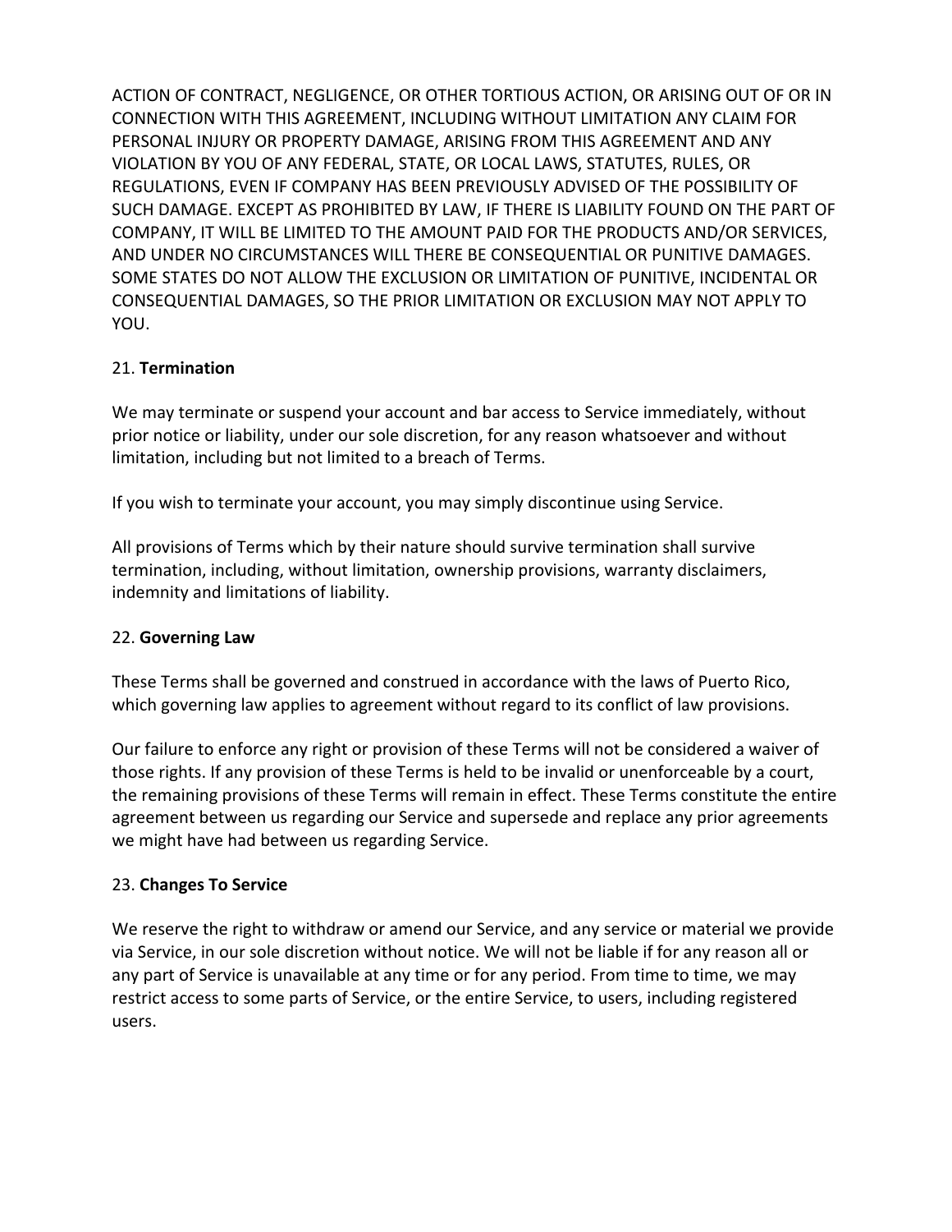ACTION OF CONTRACT, NEGLIGENCE, OR OTHER TORTIOUS ACTION, OR ARISING OUT OF OR IN CONNECTION WITH THIS AGREEMENT, INCLUDING WITHOUT LIMITATION ANY CLAIM FOR PERSONAL INJURY OR PROPERTY DAMAGE, ARISING FROM THIS AGREEMENT AND ANY VIOLATION BY YOU OF ANY FEDERAL, STATE, OR LOCAL LAWS, STATUTES, RULES, OR REGULATIONS, EVEN IF COMPANY HAS BEEN PREVIOUSLY ADVISED OF THE POSSIBILITY OF SUCH DAMAGE. EXCEPT AS PROHIBITED BY LAW, IF THERE IS LIABILITY FOUND ON THE PART OF COMPANY, IT WILL BE LIMITED TO THE AMOUNT PAID FOR THE PRODUCTS AND/OR SERVICES, AND UNDER NO CIRCUMSTANCES WILL THERE BE CONSEQUENTIAL OR PUNITIVE DAMAGES. SOME STATES DO NOT ALLOW THE EXCLUSION OR LIMITATION OF PUNITIVE, INCIDENTAL OR CONSEQUENTIAL DAMAGES, SO THE PRIOR LIMITATION OR EXCLUSION MAY NOT APPLY TO YOU.

21. **Termination**

We may terminate or suspend your account and bar access to Service immediately, without prior notice or liability, under our sole discretion, for any reason whatsoever and without limitation, including but not limited to a breach of Terms.

If you wish to terminate your account, you may simply discontinue using Service.

All provisions of Terms which by their nature should survive termination shall survive termination, including, without limitation, ownership provisions, warranty disclaimers, indemnity and limitations of liability.

22. **Governing Law**

These Terms shall be governed and construed in accordance with the laws of Puerto Rico, which governing law applies to agreement without regard to its conflict of law provisions.

Our failure to enforce any right or provision of these Terms will not be considered a waiver of those rights. If any provision of these Terms is held to be invalid or unenforceable by a court, the remaining provisions of these Terms will remain in effect. These Terms constitute the entire agreement between us regarding our Service and supersede and replace any prior agreements we might have had between us regarding Service.

23. **Changes To Service**

We reserve the right to withdraw or amend our Service, and any service or material we provide via Service, in our sole discretion without notice. We will not be liable if for any reason all or any part of Service is unavailable at any time or for any period. From time to time, we may restrict access to some parts of Service, or the entire Service, to users, including registered users.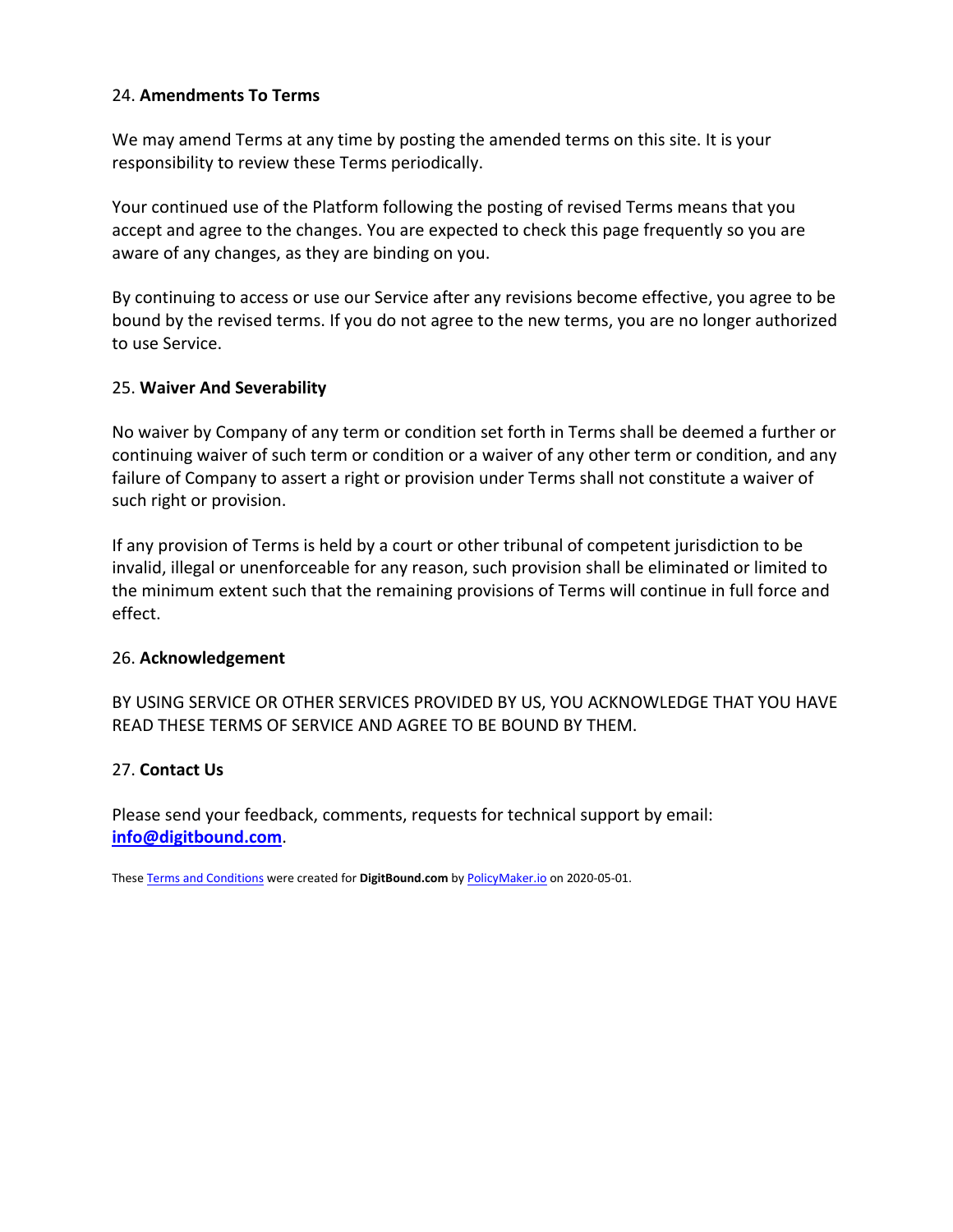24. **Amendments To Terms**

We may amend Terms at any time by posting the amended terms on this site. It is your responsibility to review these Terms periodically.

Your continued use of the Platform following the posting of revised Terms means that you accept and agree to the changes. You are expected to check this page frequently so you are aware of any changes, as they are binding on you.

By continuing to access or use our Service after any revisions become effective, you agree to be bound by the revised terms. If you do not agree to the new terms, you are no longer authorized to use Service.

25. **Waiver And Severability**

No waiver by Company of any term or condition set forth in Terms shall be deemed a further or continuing waiver of such term or condition or a waiver of any other term or condition, and any failure of Company to assert a right or provision under Terms shall not constitute a waiver of such right or provision.

If any provision of Terms is held by a court or other tribunal of competent jurisdiction to be invalid, illegal or unenforceable for any reason, such provision shall be eliminated or limited to the minimum extent such that the remaining provisions of Terms will continue in full force and effect.

26. **Acknowledgement**

BY USING SERVICE OR OTHER SERVICES PROVIDED BY US, YOU ACKNOWLEDGE THAT YOU HAVE READ THESE TERMS OF SERVICE AND AGREE TO BE BOUND BY THEM.

27. **Contact Us**

Please send your feedback, comments, requests for technical support by email: **info@digitbound.com**.

These Terms and Conditions were created for **DigitBound.com** by PolicyMaker.io on 2020-05-01.